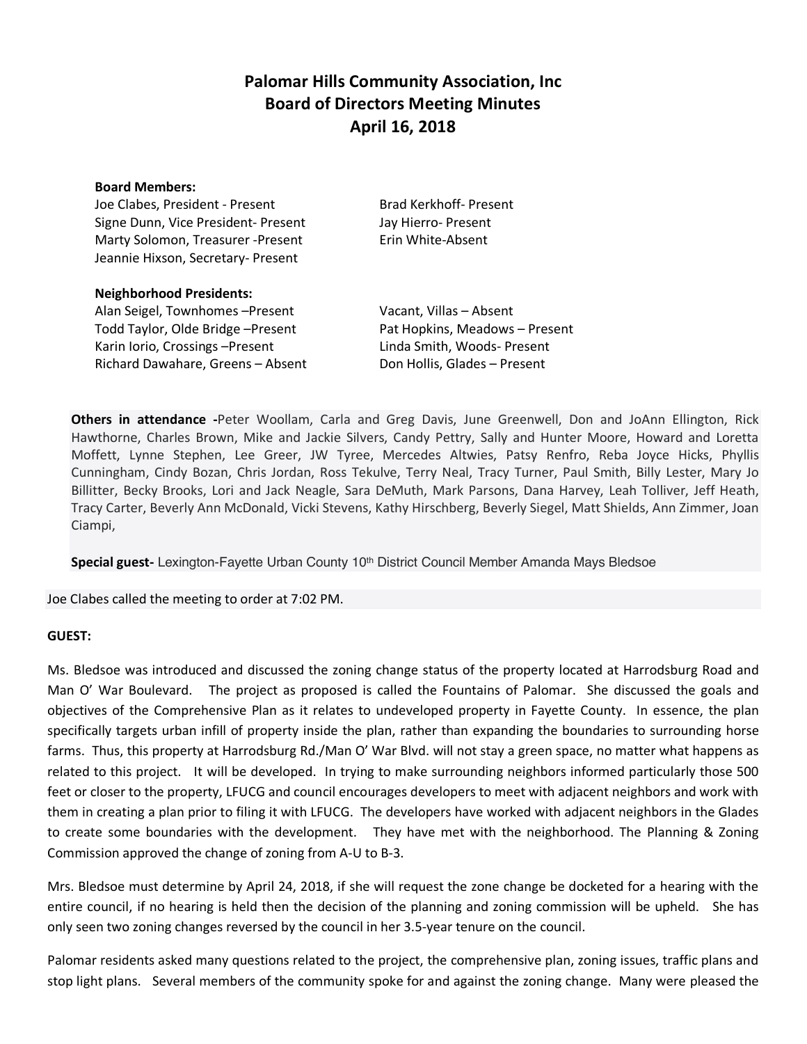# Palomar Hills Community Association, Inc
## Board of Directors Meeting Minutes
## April 16, 2018

**Board Members:**

Joe Clabes, President - Present
Signe Dunn, Vice President- Present
Marty Solomon, Treasurer -Present
Jeannie Hixson, Secretary- Present
Brad Kerkhoff- Present
Jay Hierro- Present
Erin White-Absent

**Neighborhood Presidents:**

Alan Seigel, Townhomes –Present
Todd Taylor, Olde Bridge –Present
Karin Iorio, Crossings –Present
Richard Dawahare, Greens – Absent
Vacant, Villas – Absent
Pat Hopkins, Meadows – Present
Linda Smith, Woods- Present
Don Hollis, Glades – Present

**Others in attendance -**Peter Woollam, Carla and Greg Davis, June Greenwell, Don and JoAnn Ellington, Rick Hawthorne, Charles Brown, Mike and Jackie Silvers, Candy Pettry, Sally and Hunter Moore, Howard and Loretta Moffett, Lynne Stephen, Lee Greer, JW Tyree, Mercedes Altwies, Patsy Renfro, Reba Joyce Hicks, Phyllis Cunningham, Cindy Bozan, Chris Jordan, Ross Tekulve, Terry Neal, Tracy Turner, Paul Smith, Billy Lester, Mary Jo Billitter, Becky Brooks, Lori and Jack Neagle, Sara DeMuth, Mark Parsons, Dana Harvey, Leah Tolliver, Jeff Heath, Tracy Carter, Beverly Ann McDonald, Vicki Stevens, Kathy Hirschberg, Beverly Siegel, Matt Shields, Ann Zimmer, Joan Ciampi,

**Special guest-** Lexington-Fayette Urban County 10th District Council Member Amanda Mays Bledsoe

Joe Clabes called the meeting to order at 7:02 PM.

**GUEST:**

Ms. Bledsoe was introduced and discussed the zoning change status of the property located at Harrodsburg Road and Man O' War Boulevard. The project as proposed is called the Fountains of Palomar. She discussed the goals and objectives of the Comprehensive Plan as it relates to undeveloped property in Fayette County. In essence, the plan specifically targets urban infill of property inside the plan, rather than expanding the boundaries to surrounding horse farms. Thus, this property at Harrodsburg Rd./Man O' War Blvd. will not stay a green space, no matter what happens as related to this project. It will be developed. In trying to make surrounding neighbors informed particularly those 500 feet or closer to the property, LFUCG and council encourages developers to meet with adjacent neighbors and work with them in creating a plan prior to filing it with LFUCG. The developers have worked with adjacent neighbors in the Glades to create some boundaries with the development. They have met with the neighborhood. The Planning & Zoning Commission approved the change of zoning from A-U to B-3.

Mrs. Bledsoe must determine by April 24, 2018, if she will request the zone change be docketed for a hearing with the entire council, if no hearing is held then the decision of the planning and zoning commission will be upheld. She has only seen two zoning changes reversed by the council in her 3.5-year tenure on the council.

Palomar residents asked many questions related to the project, the comprehensive plan, zoning issues, traffic plans and stop light plans. Several members of the community spoke for and against the zoning change. Many were pleased the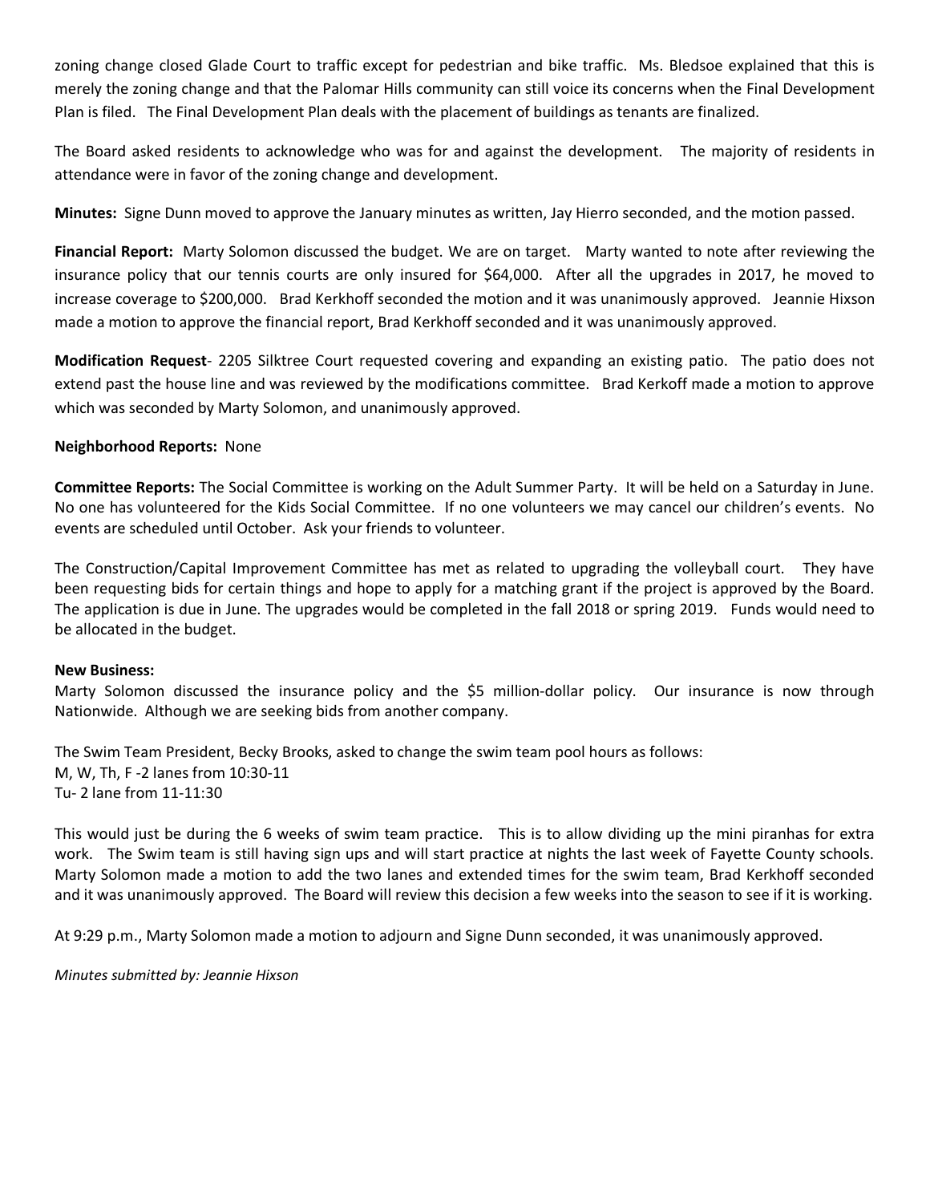zoning change closed Glade Court to traffic except for pedestrian and bike traffic. Ms. Bledsoe explained that this is merely the zoning change and that the Palomar Hills community can still voice its concerns when the Final Development Plan is filed. The Final Development Plan deals with the placement of buildings as tenants are finalized.

The Board asked residents to acknowledge who was for and against the development. The majority of residents in attendance were in favor of the zoning change and development.

**Minutes:** Signe Dunn moved to approve the January minutes as written, Jay Hierro seconded, and the motion passed.

**Financial Report:** Marty Solomon discussed the budget. We are on target. Marty wanted to note after reviewing the insurance policy that our tennis courts are only insured for $64,000. After all the upgrades in 2017, he moved to increase coverage to $200,000. Brad Kerkhoff seconded the motion and it was unanimously approved. Jeannie Hixson made a motion to approve the financial report, Brad Kerkhoff seconded and it was unanimously approved.

**Modification Request**- 2205 Silktree Court requested covering and expanding an existing patio. The patio does not extend past the house line and was reviewed by the modifications committee. Brad Kerkoff made a motion to approve which was seconded by Marty Solomon, and unanimously approved.

**Neighborhood Reports:** None

**Committee Reports:** The Social Committee is working on the Adult Summer Party. It will be held on a Saturday in June. No one has volunteered for the Kids Social Committee. If no one volunteers we may cancel our children's events. No events are scheduled until October. Ask your friends to volunteer.

The Construction/Capital Improvement Committee has met as related to upgrading the volleyball court. They have been requesting bids for certain things and hope to apply for a matching grant if the project is approved by the Board. The application is due in June. The upgrades would be completed in the fall 2018 or spring 2019. Funds would need to be allocated in the budget.

**New Business:**
Marty Solomon discussed the insurance policy and the $5 million-dollar policy. Our insurance is now through Nationwide. Although we are seeking bids from another company.

The Swim Team President, Becky Brooks, asked to change the swim team pool hours as follows:
M, W, Th, F -2 lanes from 10:30-11
Tu- 2 lane from 11-11:30

This would just be during the 6 weeks of swim team practice. This is to allow dividing up the mini piranhas for extra work. The Swim team is still having sign ups and will start practice at nights the last week of Fayette County schools. Marty Solomon made a motion to add the two lanes and extended times for the swim team, Brad Kerkhoff seconded and it was unanimously approved. The Board will review this decision a few weeks into the season to see if it is working.

At 9:29 p.m., Marty Solomon made a motion to adjourn and Signe Dunn seconded, it was unanimously approved.

*Minutes submitted by: Jeannie Hixson*